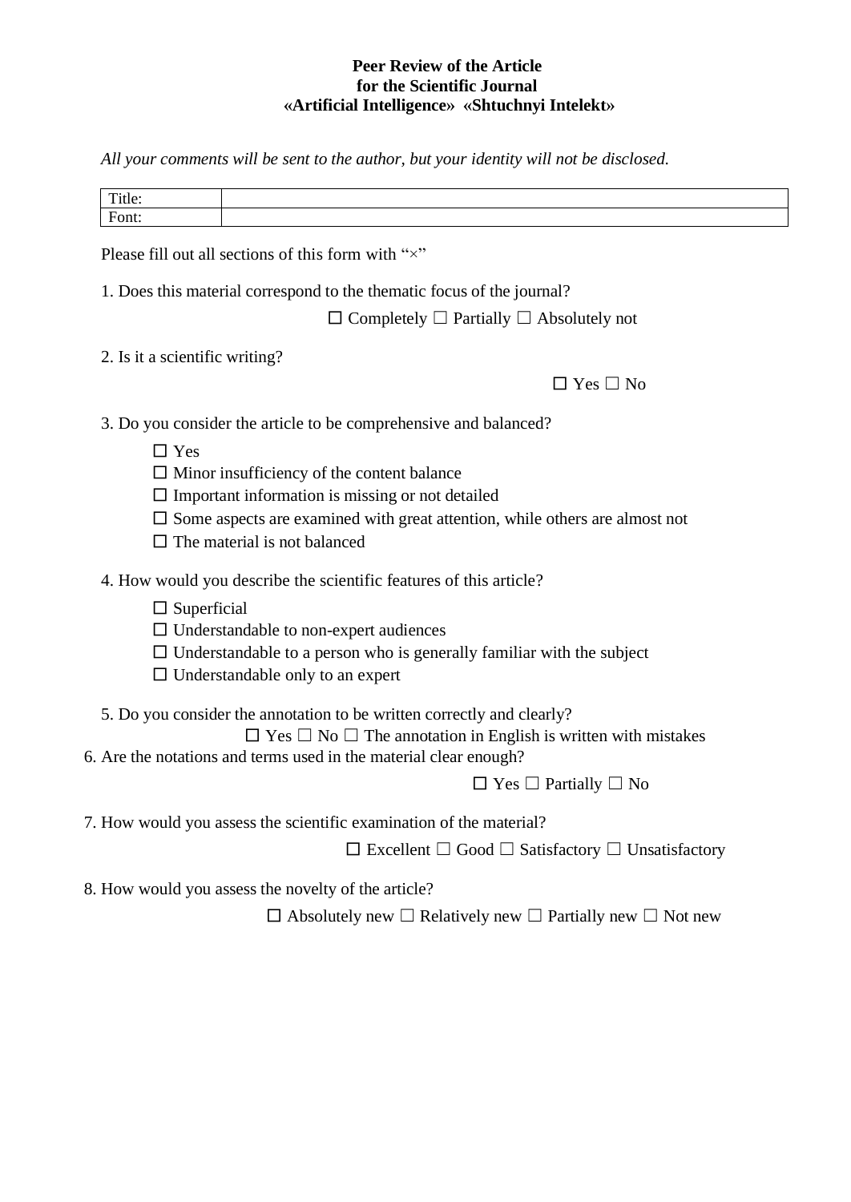**Peer Review of the Article**
**for the Scientific Journal**
**«Artificial Intelligence» «Shtuchnyi Intelekt»**

*All your comments will be sent to the author, but your identity will not be disclosed.*

| Title: | |
|---|---|
| Font: | |

Please fill out all sections of this form with “×”

1. Does this material correspond to the thematic focus of the journal?

☐ Completely ☐ Partially ☐ Absolutely not

2. Is it a scientific writing?

☐ Yes ☐ No

3. Do you consider the article to be comprehensive and balanced?

☐ Yes
☐ Minor insufficiency of the content balance
☐ Important information is missing or not detailed
☐ Some aspects are examined with great attention, while others are almost not
☐ The material is not balanced

4. How would you describe the scientific features of this article?

☐ Superficial
☐ Understandable to non-expert audiences
☐ Understandable to a person who is generally familiar with the subject
☐ Understandable only to an expert

5. Do you consider the annotation to be written correctly and clearly?

☐ Yes ☐ No ☐ The annotation in English is written with mistakes

6. Are the notations and terms used in the material clear enough?

☐ Yes ☐ Partially ☐ No

7. How would you assess the scientific examination of the material?

☐ Excellent ☐ Good ☐ Satisfactory ☐ Unsatisfactory

8. How would you assess the novelty of the article?

☐ Absolutely new ☐ Relatively new ☐ Partially new ☐ Not new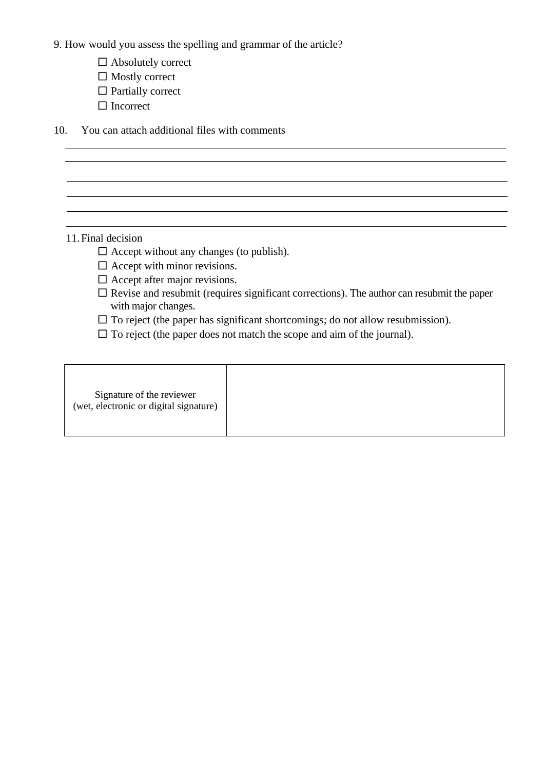9. How would you assess the spelling and grammar of the article?

☐ Absolutely correct
☐ Mostly correct
☐ Partially correct
☐ Incorrect

10. You can attach additional files with comments

______________________________________________________________________________

______________________________________________________________________________

______________________________________________________________________________

______________________________________________________________________________

______________________________________________________________________________

______________________________________________________________________________

11. Final decision

☐ Accept without any changes (to publish).
☐ Accept with minor revisions.
☐ Accept after major revisions.
☐ Revise and resubmit (requires significant corrections). The author can resubmit the paper with major changes.
☐ To reject (the paper has significant shortcomings; do not allow resubmission).
☐ To reject (the paper does not match the scope and aim of the journal).

| | |
|---|---|
| Signature of the reviewer (wet, electronic or digital signature) | |